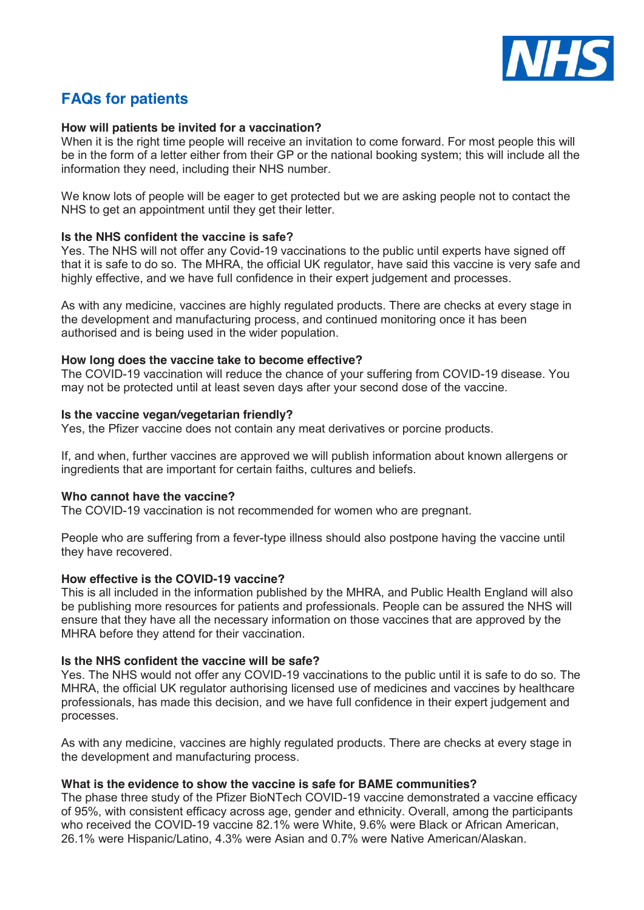NHS

# FAQs for patients

**How will patients be invited for a vaccination?**

When it is the right time people will receive an invitation to come forward. For most people this will be in the form of a letter either from their GP or the national booking system; this will include all the information they need, including their NHS number.

We know lots of people will be eager to get protected but we are asking people not to contact the NHS to get an appointment until they get their letter.

**Is the NHS confident the vaccine is safe?**

Yes. The NHS will not offer any Covid-19 vaccinations to the public until experts have signed off that it is safe to do so. The MHRA, the official UK regulator, have said this vaccine is very safe and highly effective, and we have full confidence in their expert judgement and processes.

As with any medicine, vaccines are highly regulated products. There are checks at every stage in the development and manufacturing process, and continued monitoring once it has been authorised and is being used in the wider population.

**How long does the vaccine take to become effective?**

The COVID-19 vaccination will reduce the chance of your suffering from COVID-19 disease. You may not be protected until at least seven days after your second dose of the vaccine.

**Is the vaccine vegan/vegetarian friendly?**

Yes, the Pfizer vaccine does not contain any meat derivatives or porcine products.

If, and when, further vaccines are approved we will publish information about known allergens or ingredients that are important for certain faiths, cultures and beliefs.

**Who cannot have the vaccine?**

The COVID-19 vaccination is not recommended for women who are pregnant.

People who are suffering from a fever-type illness should also postpone having the vaccine until they have recovered.

**How effective is the COVID-19 vaccine?**

This is all included in the information published by the MHRA, and Public Health England will also be publishing more resources for patients and professionals. People can be assured the NHS will ensure that they have all the necessary information on those vaccines that are approved by the MHRA before they attend for their vaccination.

**Is the NHS confident the vaccine will be safe?**

Yes. The NHS would not offer any COVID-19 vaccinations to the public until it is safe to do so. The MHRA, the official UK regulator authorising licensed use of medicines and vaccines by healthcare professionals, has made this decision, and we have full confidence in their expert judgement and processes.

As with any medicine, vaccines are highly regulated products. There are checks at every stage in the development and manufacturing process.

**What is the evidence to show the vaccine is safe for BAME communities?**

The phase three study of the Pfizer BioNTech COVID-19 vaccine demonstrated a vaccine efficacy of 95%, with consistent efficacy across age, gender and ethnicity. Overall, among the participants who received the COVID-19 vaccine 82.1% were White, 9.6% were Black or African American, 26.1% were Hispanic/Latino, 4.3% were Asian and 0.7% were Native American/Alaskan.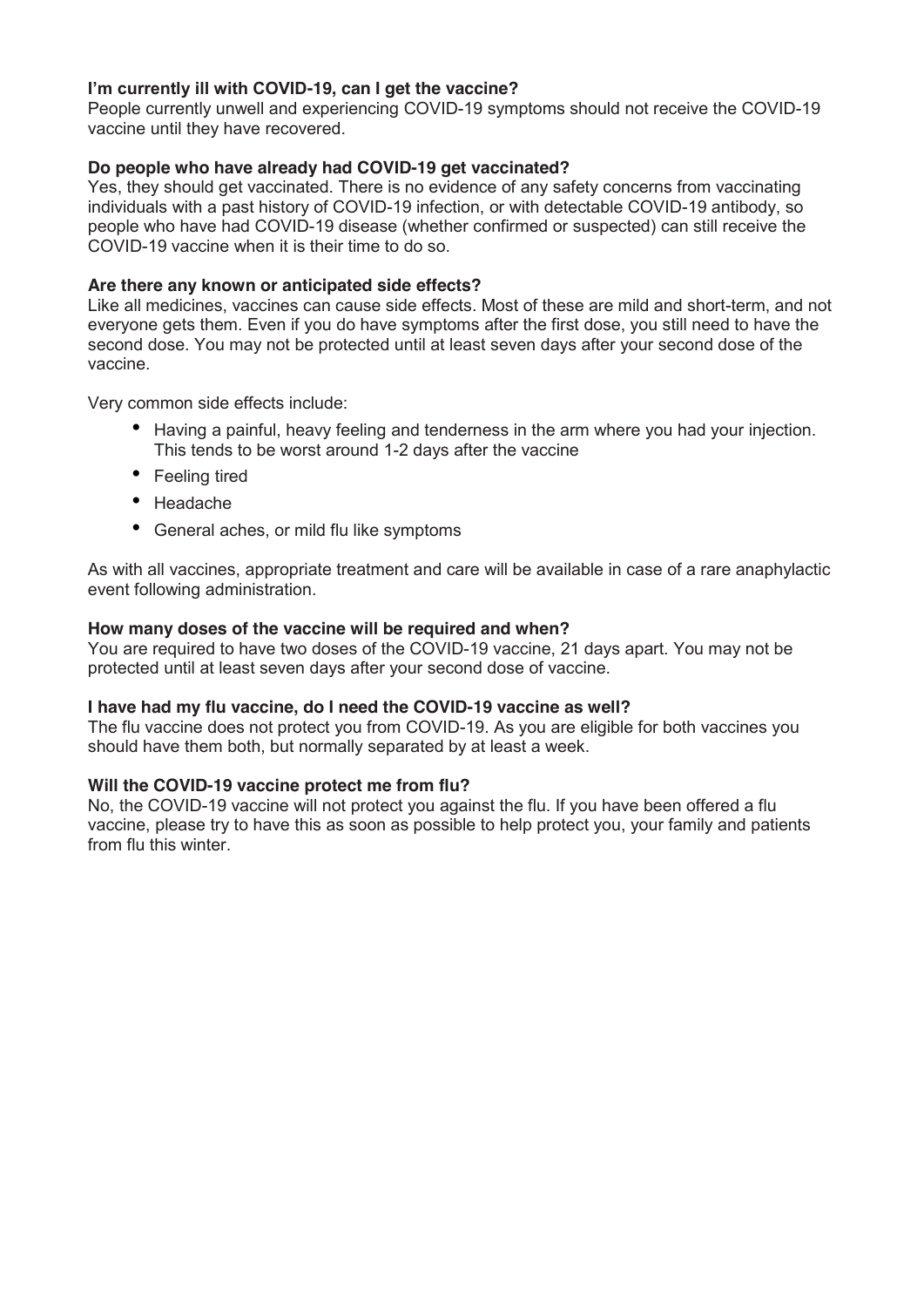**I'm currently ill with COVID-19, can I get the vaccine?**
People currently unwell and experiencing COVID-19 symptoms should not receive the COVID-19 vaccine until they have recovered.

**Do people who have already had COVID-19 get vaccinated?**
Yes, they should get vaccinated. There is no evidence of any safety concerns from vaccinating individuals with a past history of COVID-19 infection, or with detectable COVID-19 antibody, so people who have had COVID-19 disease (whether confirmed or suspected) can still receive the COVID-19 vaccine when it is their time to do so.

**Are there any known or anticipated side effects?**
Like all medicines, vaccines can cause side effects. Most of these are mild and short-term, and not everyone gets them. Even if you do have symptoms after the first dose, you still need to have the second dose. You may not be protected until at least seven days after your second dose of the vaccine.

Very common side effects include:

- Having a painful, heavy feeling and tenderness in the arm where you had your injection. This tends to be worst around 1-2 days after the vaccine
- Feeling tired
- Headache
- General aches, or mild flu like symptoms

As with all vaccines, appropriate treatment and care will be available in case of a rare anaphylactic event following administration.

**How many doses of the vaccine will be required and when?**
You are required to have two doses of the COVID-19 vaccine, 21 days apart. You may not be protected until at least seven days after your second dose of vaccine.

**I have had my flu vaccine, do I need the COVID-19 vaccine as well?**
The flu vaccine does not protect you from COVID-19. As you are eligible for both vaccines you should have them both, but normally separated by at least a week.

**Will the COVID-19 vaccine protect me from flu?**
No, the COVID-19 vaccine will not protect you against the flu. If you have been offered a flu vaccine, please try to have this as soon as possible to help protect you, your family and patients from flu this winter.